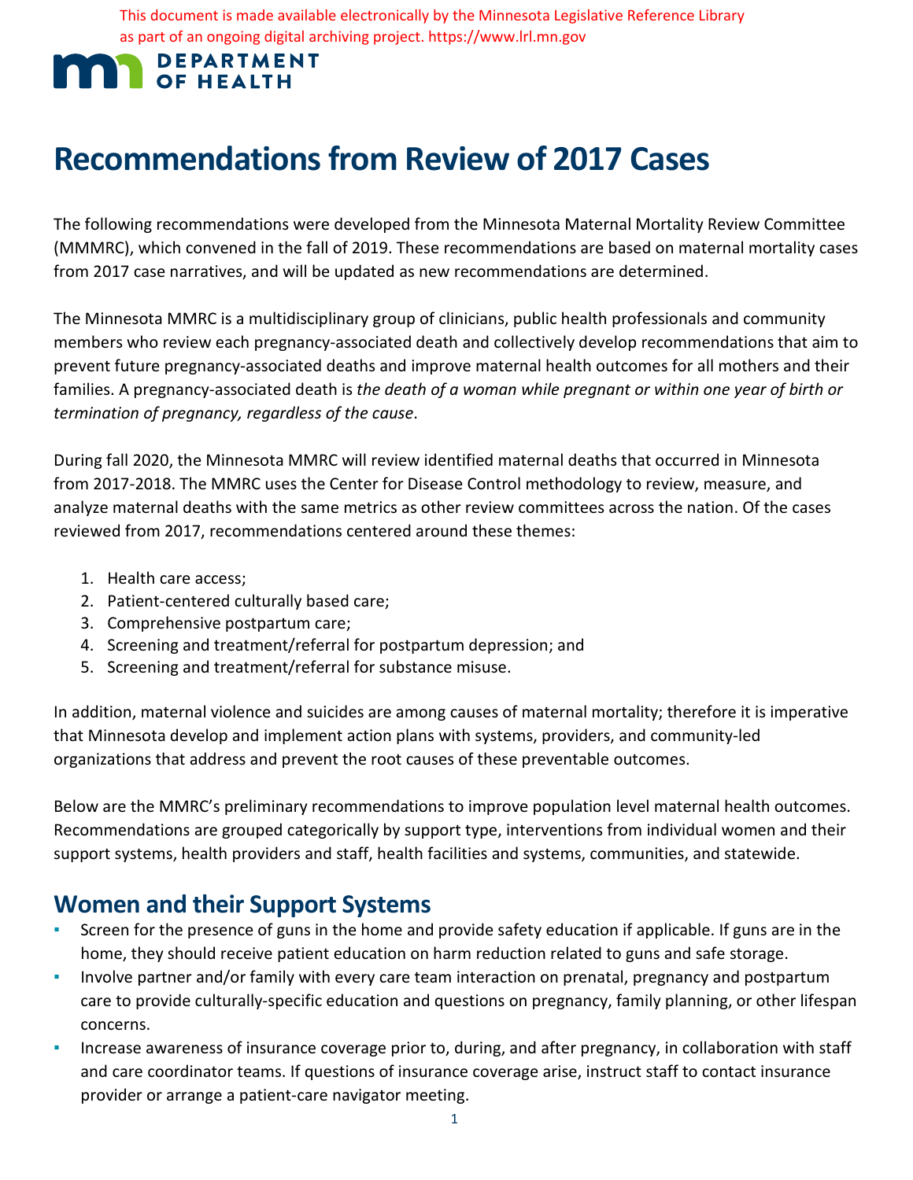# Recommendations from Review of 2017 Cases

The following recommendations were developed from the Minnesota Maternal Mortality Review Committee (MMMRC), which convened in the fall of 2019. These recommendations are based on maternal mortality cases from 2017 case narratives, and will be updated as new recommendations are determined.

The Minnesota MMRC is a multidisciplinary group of clinicians, public health professionals and community members who review each pregnancy-associated death and collectively develop recommendations that aim to prevent future pregnancy-associated deaths and improve maternal health outcomes for all mothers and their families. A pregnancy-associated death is *the death of a woman while pregnant or within one year of birth or termination of pregnancy, regardless of the cause*.

During fall 2020, the Minnesota MMRC will review identified maternal deaths that occurred in Minnesota from 2017-2018. The MMRC uses the Center for Disease Control methodology to review, measure, and analyze maternal deaths with the same metrics as other review committees across the nation. Of the cases reviewed from 2017, recommendations centered around these themes:

1. Health care access;
2. Patient-centered culturally based care;
3. Comprehensive postpartum care;
4. Screening and treatment/referral for postpartum depression; and
5. Screening and treatment/referral for substance misuse.

In addition, maternal violence and suicides are among causes of maternal mortality; therefore it is imperative that Minnesota develop and implement action plans with systems, providers, and community-led organizations that address and prevent the root causes of these preventable outcomes.

Below are the MMRC's preliminary recommendations to improve population level maternal health outcomes. Recommendations are grouped categorically by support type, interventions from individual women and their support systems, health providers and staff, health facilities and systems, communities, and statewide.

## Women and their Support Systems

- Screen for the presence of guns in the home and provide safety education if applicable. If guns are in the home, they should receive patient education on harm reduction related to guns and safe storage.
- Involve partner and/or family with every care team interaction on prenatal, pregnancy and postpartum care to provide culturally-specific education and questions on pregnancy, family planning, or other lifespan concerns.
- Increase awareness of insurance coverage prior to, during, and after pregnancy, in collaboration with staff and care coordinator teams. If questions of insurance coverage arise, instruct staff to contact insurance provider or arrange a patient-care navigator meeting.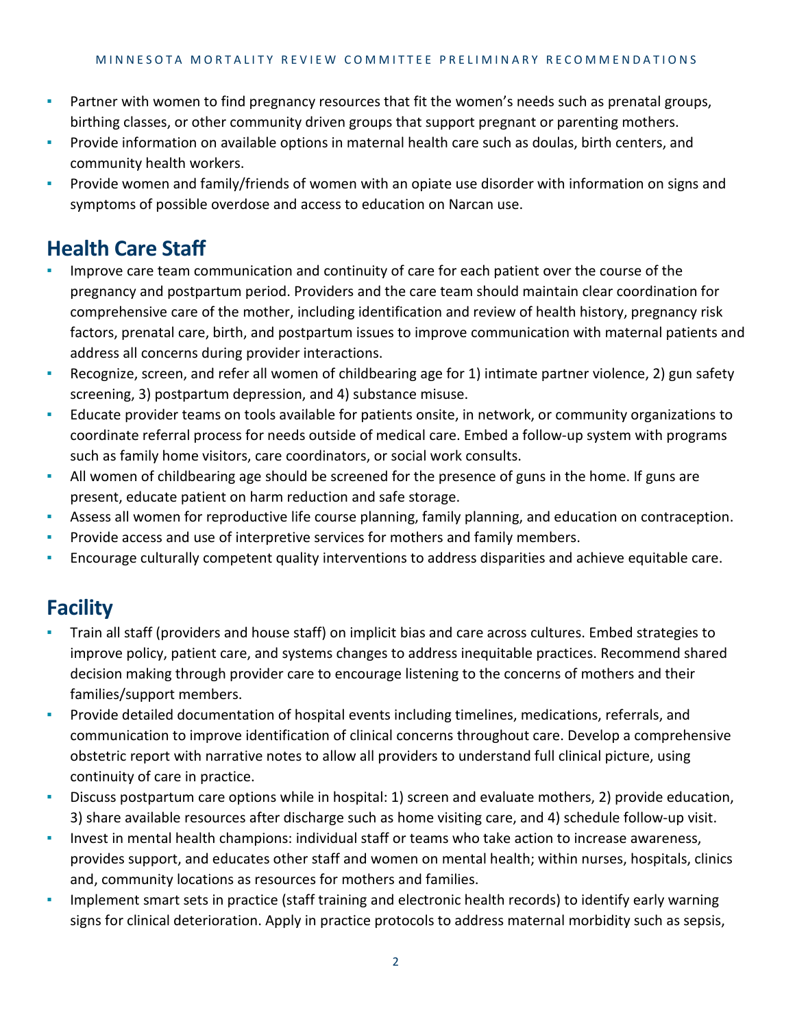- Partner with women to find pregnancy resources that fit the women's needs such as prenatal groups, birthing classes, or other community driven groups that support pregnant or parenting mothers.
- Provide information on available options in maternal health care such as doulas, birth centers, and community health workers.
- Provide women and family/friends of women with an opiate use disorder with information on signs and symptoms of possible overdose and access to education on Narcan use.

## Health Care Staff

- Improve care team communication and continuity of care for each patient over the course of the pregnancy and postpartum period. Providers and the care team should maintain clear coordination for comprehensive care of the mother, including identification and review of health history, pregnancy risk factors, prenatal care, birth, and postpartum issues to improve communication with maternal patients and address all concerns during provider interactions.
- Recognize, screen, and refer all women of childbearing age for 1) intimate partner violence, 2) gun safety screening, 3) postpartum depression, and 4) substance misuse.
- Educate provider teams on tools available for patients onsite, in network, or community organizations to coordinate referral process for needs outside of medical care. Embed a follow-up system with programs such as family home visitors, care coordinators, or social work consults.
- All women of childbearing age should be screened for the presence of guns in the home. If guns are present, educate patient on harm reduction and safe storage.
- Assess all women for reproductive life course planning, family planning, and education on contraception.
- Provide access and use of interpretive services for mothers and family members.
- Encourage culturally competent quality interventions to address disparities and achieve equitable care.

## Facility

- Train all staff (providers and house staff) on implicit bias and care across cultures. Embed strategies to improve policy, patient care, and systems changes to address inequitable practices. Recommend shared decision making through provider care to encourage listening to the concerns of mothers and their families/support members.
- Provide detailed documentation of hospital events including timelines, medications, referrals, and communication to improve identification of clinical concerns throughout care. Develop a comprehensive obstetric report with narrative notes to allow all providers to understand full clinical picture, using continuity of care in practice.
- Discuss postpartum care options while in hospital: 1) screen and evaluate mothers, 2) provide education, 3) share available resources after discharge such as home visiting care, and 4) schedule follow-up visit.
- Invest in mental health champions: individual staff or teams who take action to increase awareness, provides support, and educates other staff and women on mental health; within nurses, hospitals, clinics and, community locations as resources for mothers and families.
- Implement smart sets in practice (staff training and electronic health records) to identify early warning signs for clinical deterioration. Apply in practice protocols to address maternal morbidity such as sepsis,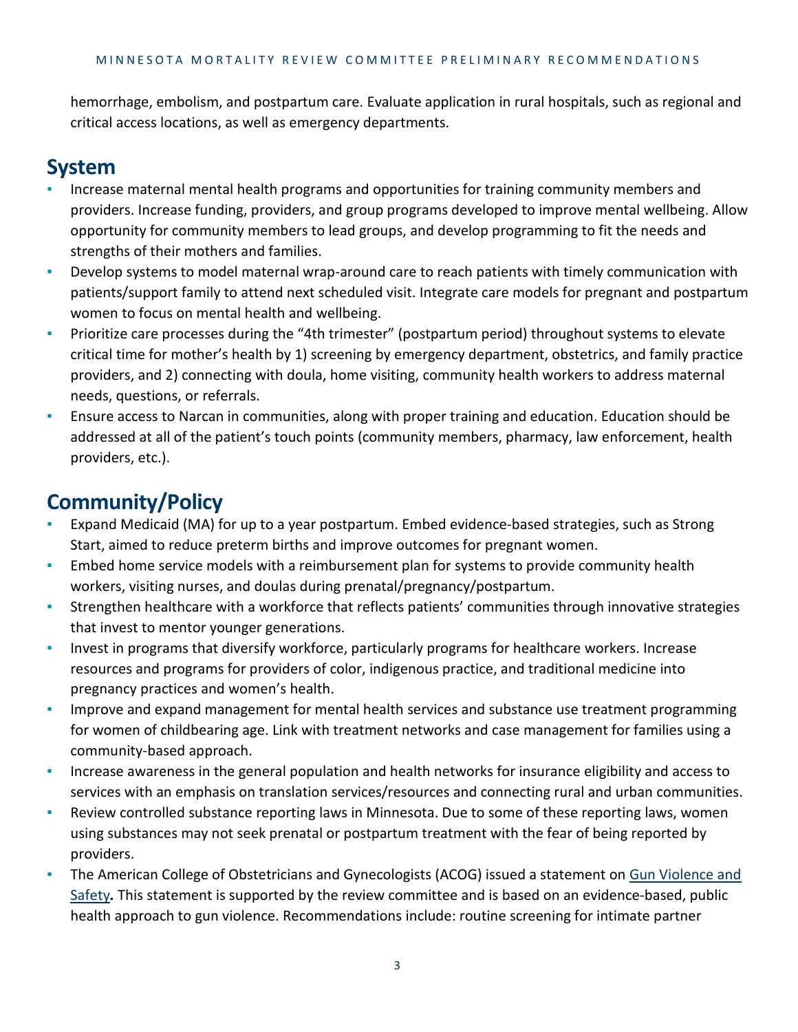hemorrhage, embolism, and postpartum care. Evaluate application in rural hospitals, such as regional and critical access locations, as well as emergency departments.

## System

- Increase maternal mental health programs and opportunities for training community members and providers. Increase funding, providers, and group programs developed to improve mental wellbeing. Allow opportunity for community members to lead groups, and develop programming to fit the needs and strengths of their mothers and families.
- Develop systems to model maternal wrap-around care to reach patients with timely communication with patients/support family to attend next scheduled visit. Integrate care models for pregnant and postpartum women to focus on mental health and wellbeing.
- Prioritize care processes during the "4th trimester" (postpartum period) throughout systems to elevate critical time for mother's health by 1) screening by emergency department, obstetrics, and family practice providers, and 2) connecting with doula, home visiting, community health workers to address maternal needs, questions, or referrals.
- Ensure access to Narcan in communities, along with proper training and education. Education should be addressed at all of the patient's touch points (community members, pharmacy, law enforcement, health providers, etc.).

## Community/Policy

- Expand Medicaid (MA) for up to a year postpartum. Embed evidence-based strategies, such as Strong Start, aimed to reduce preterm births and improve outcomes for pregnant women.
- Embed home service models with a reimbursement plan for systems to provide community health workers, visiting nurses, and doulas during prenatal/pregnancy/postpartum.
- Strengthen healthcare with a workforce that reflects patients' communities through innovative strategies that invest to mentor younger generations.
- Invest in programs that diversify workforce, particularly programs for healthcare workers. Increase resources and programs for providers of color, indigenous practice, and traditional medicine into pregnancy practices and women's health.
- Improve and expand management for mental health services and substance use treatment programming for women of childbearing age. Link with treatment networks and case management for families using a community-based approach.
- Increase awareness in the general population and health networks for insurance eligibility and access to services with an emphasis on translation services/resources and connecting rural and urban communities.
- Review controlled substance reporting laws in Minnesota. Due to some of these reporting laws, women using substances may not seek prenatal or postpartum treatment with the fear of being reported by providers.
- The American College of Obstetricians and Gynecologists (ACOG) issued a statement on Gun Violence and Safety***.*** This statement is supported by the review committee and is based on an evidence-based, public health approach to gun violence. Recommendations include: routine screening for intimate partner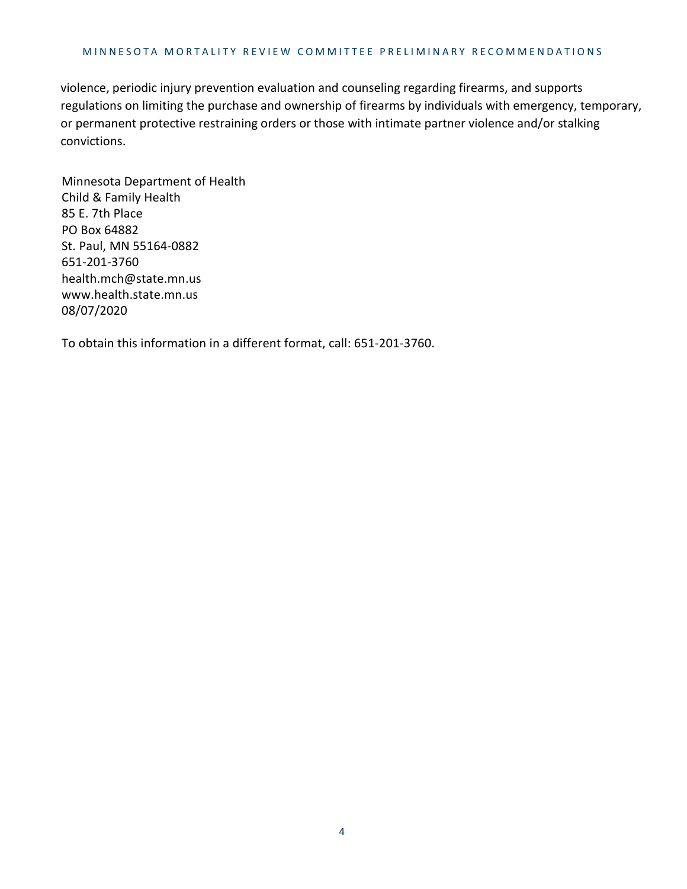violence, periodic injury prevention evaluation and counseling regarding firearms, and supports regulations on limiting the purchase and ownership of firearms by individuals with emergency, temporary, or permanent protective restraining orders or those with intimate partner violence and/or stalking convictions.

Minnesota Department of Health  
Child & Family Health  
85 E. 7th Place  
PO Box 64882  
St. Paul, MN 55164-0882  
651-201-3760  
health.mch@state.mn.us  
www.health.state.mn.us  
08/07/2020

To obtain this information in a different format, call: 651-201-3760.